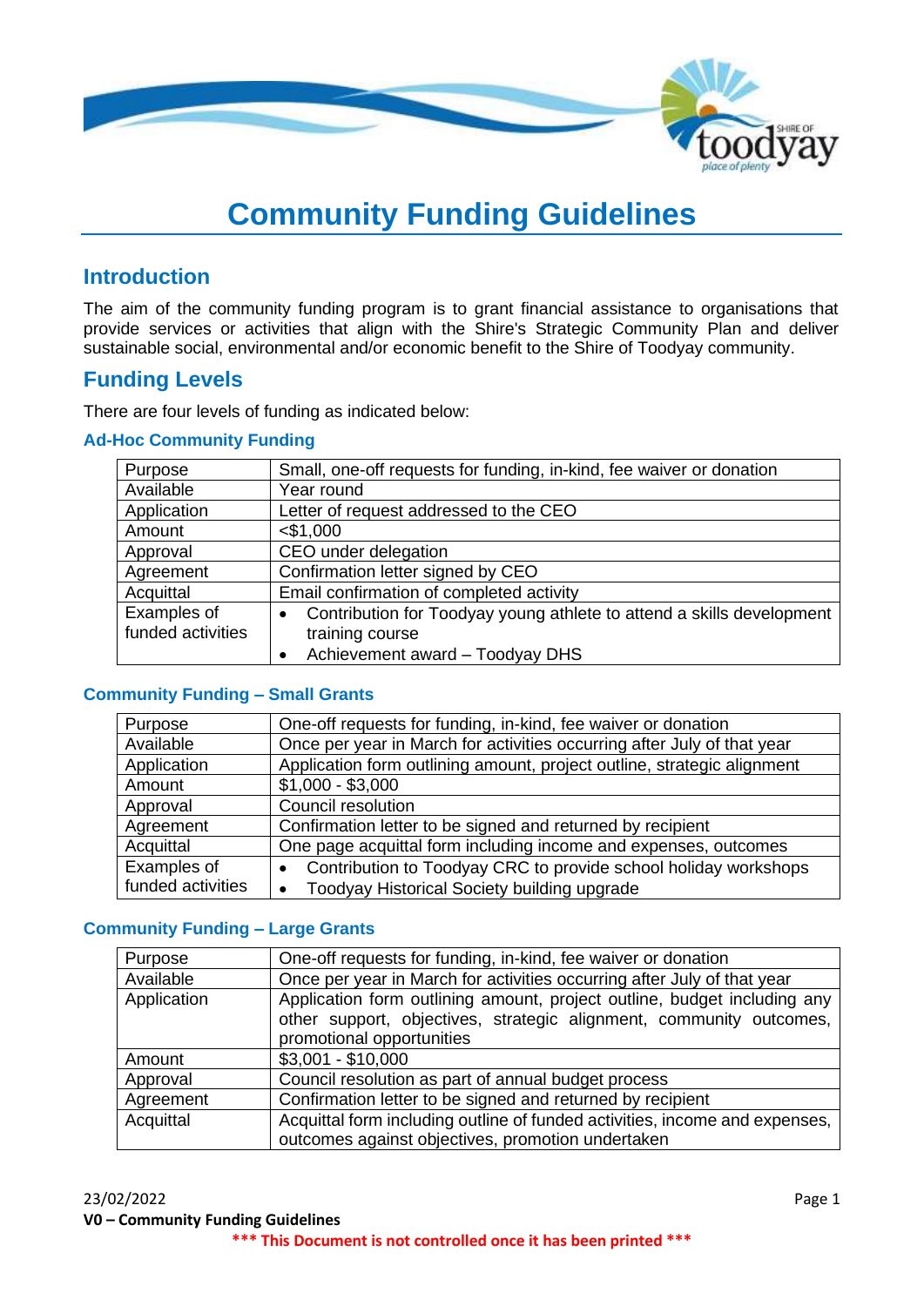# Community Funding Guidelines

## Introduction

The aim of the community funding program is to grant financial assistance to organisations that provide services or activities that align with the Shire's Strategic Community Plan and deliver sustainable social, environmental and/or economic benefit to the Shire of Toodyay community.

## Funding Levels

There are four levels of funding as indicated below:

### Ad-Hoc Community Funding

| | |
|---|---|
| Purpose | Small, one-off requests for funding, in-kind, fee waiver or donation |
| Available | Year round |
| Application | Letter of request addressed to the CEO |
| Amount | <$1,000 |
| Approval | CEO under delegation |
| Agreement | Confirmation letter signed by CEO |
| Acquittal | Email confirmation of completed activity |
| Examples of funded activities | • Contribution for Toodyay young athlete to attend a skills development training course<br>• Achievement award – Toodyay DHS |

### Community Funding – Small Grants

| | |
|---|---|
| Purpose | One-off requests for funding, in-kind, fee waiver or donation |
| Available | Once per year in March for activities occurring after July of that year |
| Application | Application form outlining amount, project outline, strategic alignment |
| Amount | $1,000 - $3,000 |
| Approval | Council resolution |
| Agreement | Confirmation letter to be signed and returned by recipient |
| Acquittal | One page acquittal form including income and expenses, outcomes |
| Examples of funded activities | • Contribution to Toodyay CRC to provide school holiday workshops<br>• Toodyay Historical Society building upgrade |

### Community Funding – Large Grants

| | |
|---|---|
| Purpose | One-off requests for funding, in-kind, fee waiver or donation |
| Available | Once per year in March for activities occurring after July of that year |
| Application | Application form outlining amount, project outline, budget including any other support, objectives, strategic alignment, community outcomes, promotional opportunities |
| Amount | $3,001 - $10,000 |
| Approval | Council resolution as part of annual budget process |
| Agreement | Confirmation letter to be signed and returned by recipient |
| Acquittal | Acquittal form including outline of funded activities, income and expenses, outcomes against objectives, promotion undertaken |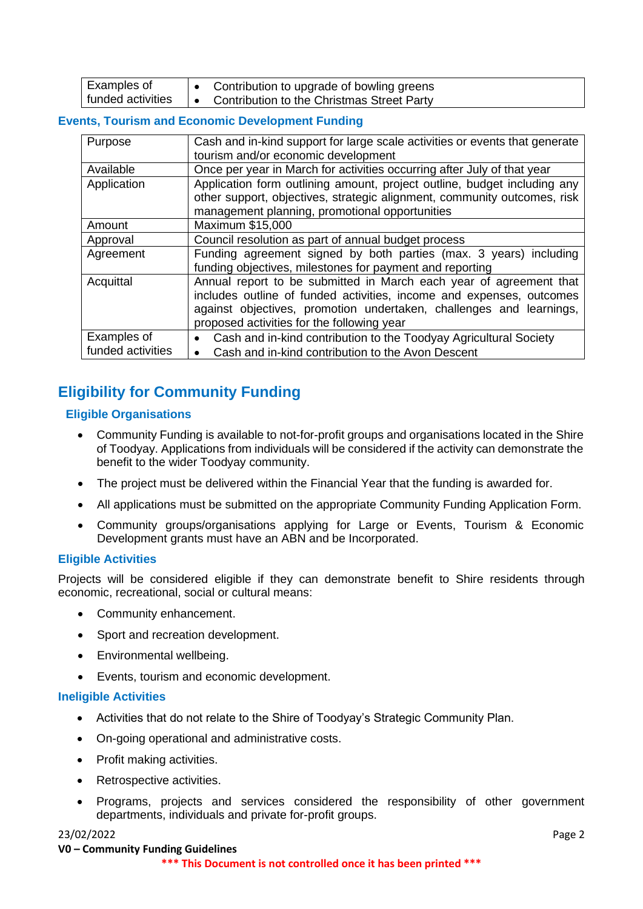| | |
|---|---|
| Examples of funded activities | • Contribution to upgrade of bowling greens<br>• Contribution to the Christmas Street Party |

### Events, Tourism and Economic Development Funding

| | |
|---|---|
| Purpose | Cash and in-kind support for large scale activities or events that generate tourism and/or economic development |
| Available | Once per year in March for activities occurring after July of that year |
| Application | Application form outlining amount, project outline, budget including any other support, objectives, strategic alignment, community outcomes, risk management planning, promotional opportunities |
| Amount | Maximum $15,000 |
| Approval | Council resolution as part of annual budget process |
| Agreement | Funding agreement signed by both parties (max. 3 years) including funding objectives, milestones for payment and reporting |
| Acquittal | Annual report to be submitted in March each year of agreement that includes outline of funded activities, income and expenses, outcomes against objectives, promotion undertaken, challenges and learnings, proposed activities for the following year |
| Examples of funded activities | • Cash and in-kind contribution to the Toodyay Agricultural Society<br>• Cash and in-kind contribution to the Avon Descent |

## Eligibility for Community Funding

### Eligible Organisations

- Community Funding is available to not-for-profit groups and organisations located in the Shire of Toodyay. Applications from individuals will be considered if the activity can demonstrate the benefit to the wider Toodyay community.
- The project must be delivered within the Financial Year that the funding is awarded for.
- All applications must be submitted on the appropriate Community Funding Application Form.
- Community groups/organisations applying for Large or Events, Tourism & Economic Development grants must have an ABN and be Incorporated.

### Eligible Activities

Projects will be considered eligible if they can demonstrate benefit to Shire residents through economic, recreational, social or cultural means:

- Community enhancement.
- Sport and recreation development.
- Environmental wellbeing.
- Events, tourism and economic development.

### Ineligible Activities

- Activities that do not relate to the Shire of Toodyay's Strategic Community Plan.
- On-going operational and administrative costs.
- Profit making activities.
- Retrospective activities.
- Programs, projects and services considered the responsibility of other government departments, individuals and private for-profit groups.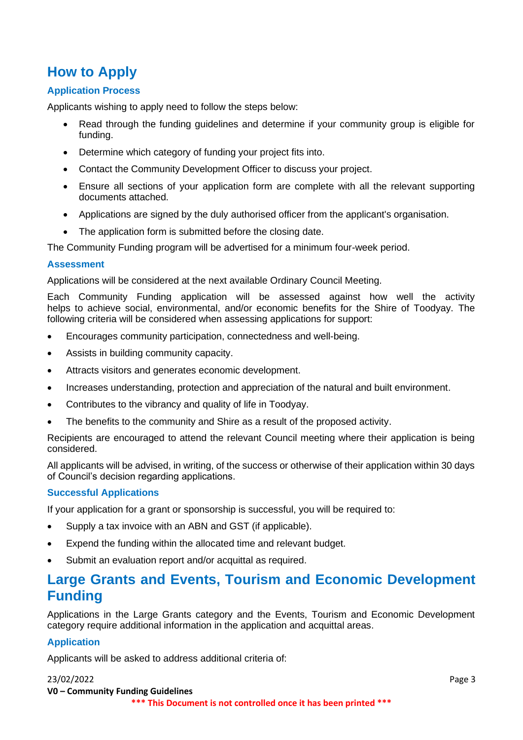# How to Apply

## Application Process

Applicants wishing to apply need to follow the steps below:

- Read through the funding guidelines and determine if your community group is eligible for funding.
- Determine which category of funding your project fits into.
- Contact the Community Development Officer to discuss your project.
- Ensure all sections of your application form are complete with all the relevant supporting documents attached.
- Applications are signed by the duly authorised officer from the applicant's organisation.
- The application form is submitted before the closing date.

The Community Funding program will be advertised for a minimum four-week period.

## Assessment

Applications will be considered at the next available Ordinary Council Meeting.

Each Community Funding application will be assessed against how well the activity helps to achieve social, environmental, and/or economic benefits for the Shire of Toodyay. The following criteria will be considered when assessing applications for support:

- Encourages community participation, connectedness and well-being.
- Assists in building community capacity.
- Attracts visitors and generates economic development.
- Increases understanding, protection and appreciation of the natural and built environment.
- Contributes to the vibrancy and quality of life in Toodyay.
- The benefits to the community and Shire as a result of the proposed activity.

Recipients are encouraged to attend the relevant Council meeting where their application is being considered.

All applicants will be advised, in writing, of the success or otherwise of their application within 30 days of Council's decision regarding applications.

## Successful Applications

If your application for a grant or sponsorship is successful, you will be required to:

- Supply a tax invoice with an ABN and GST (if applicable).
- Expend the funding within the allocated time and relevant budget.
- Submit an evaluation report and/or acquittal as required.

# Large Grants and Events, Tourism and Economic Development Funding

Applications in the Large Grants category and the Events, Tourism and Economic Development category require additional information in the application and acquittal areas.

## Application

Applicants will be asked to address additional criteria of: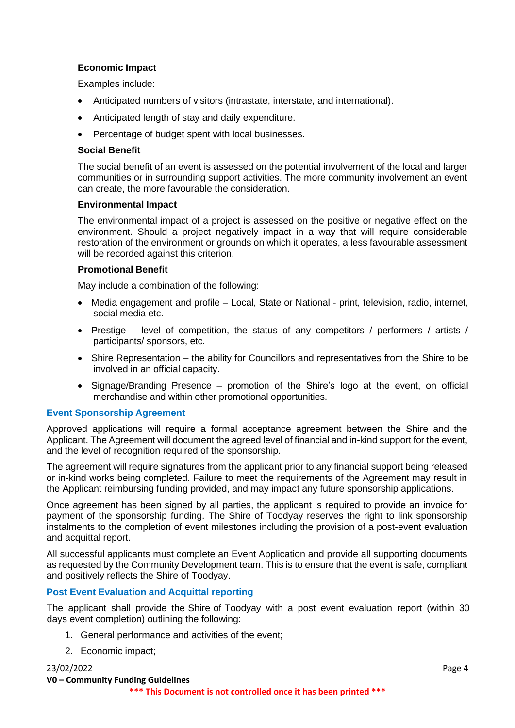### Economic Impact

Examples include:

- Anticipated numbers of visitors (intrastate, interstate, and international).
- Anticipated length of stay and daily expenditure.
- Percentage of budget spent with local businesses.

### Social Benefit

The social benefit of an event is assessed on the potential involvement of the local and larger communities or in surrounding support activities. The more community involvement an event can create, the more favourable the consideration.

### Environmental Impact

The environmental impact of a project is assessed on the positive or negative effect on the environment. Should a project negatively impact in a way that will require considerable restoration of the environment or grounds on which it operates, a less favourable assessment will be recorded against this criterion.

### Promotional Benefit

May include a combination of the following:

- Media engagement and profile – Local, State or National - print, television, radio, internet, social media etc.
- Prestige – level of competition, the status of any competitors / performers / artists / participants/ sponsors, etc.
- Shire Representation – the ability for Councillors and representatives from the Shire to be involved in an official capacity.
- Signage/Branding Presence – promotion of the Shire's logo at the event, on official merchandise and within other promotional opportunities.

## Event Sponsorship Agreement

Approved applications will require a formal acceptance agreement between the Shire and the Applicant. The Agreement will document the agreed level of financial and in-kind support for the event, and the level of recognition required of the sponsorship.

The agreement will require signatures from the applicant prior to any financial support being released or in-kind works being completed. Failure to meet the requirements of the Agreement may result in the Applicant reimbursing funding provided, and may impact any future sponsorship applications.

Once agreement has been signed by all parties, the applicant is required to provide an invoice for payment of the sponsorship funding. The Shire of Toodyay reserves the right to link sponsorship instalments to the completion of event milestones including the provision of a post-event evaluation and acquittal report.

All successful applicants must complete an Event Application and provide all supporting documents as requested by the Community Development team. This is to ensure that the event is safe, compliant and positively reflects the Shire of Toodyay.

## Post Event Evaluation and Acquittal reporting

The applicant shall provide the Shire of Toodyay with a post event evaluation report (within 30 days event completion) outlining the following:

1. General performance and activities of the event;
2. Economic impact;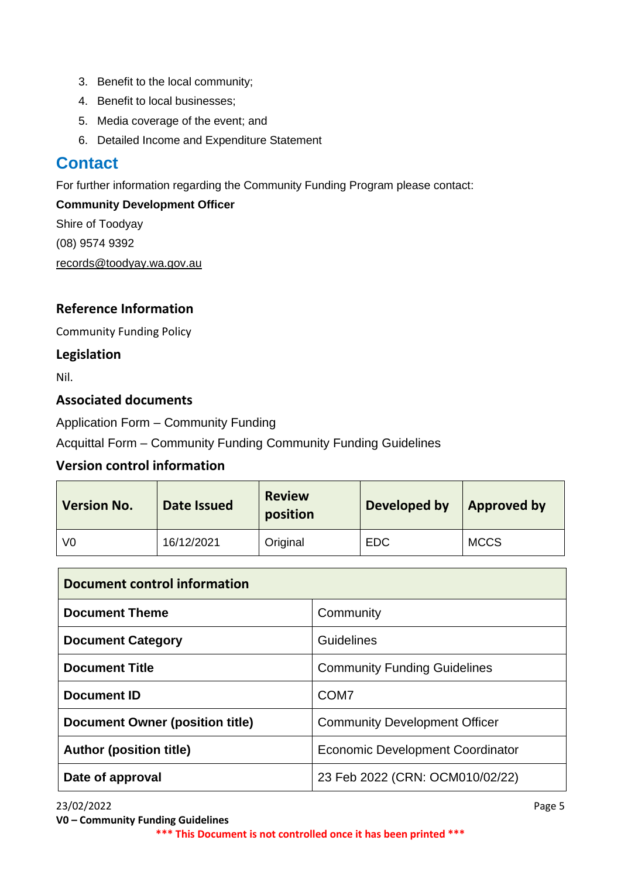3. Benefit to the local community;
4. Benefit to local businesses;
5. Media coverage of the event; and
6. Detailed Income and Expenditure Statement

## Contact

For further information regarding the Community Funding Program please contact:

**Community Development Officer**

Shire of Toodyay

(08) 9574 9392

records@toodyay.wa.gov.au

### Reference Information

Community Funding Policy

### Legislation

Nil.

### Associated documents

Application Form – Community Funding

Acquittal Form – Community Funding Community Funding Guidelines

### Version control information

| Version No. | Date Issued | Review position | Developed by | Approved by |
|---|---|---|---|---|
| V0 | 16/12/2021 | Original | EDC | MCCS |

| Document control information | |
|---|---|
| **Document Theme** | Community |
| **Document Category** | Guidelines |
| **Document Title** | Community Funding Guidelines |
| **Document ID** | COM7 |
| **Document Owner (position title)** | Community Development Officer |
| **Author (position title)** | Economic Development Coordinator |
| **Date of approval** | 23 Feb 2022 (CRN: OCM010/02/22) |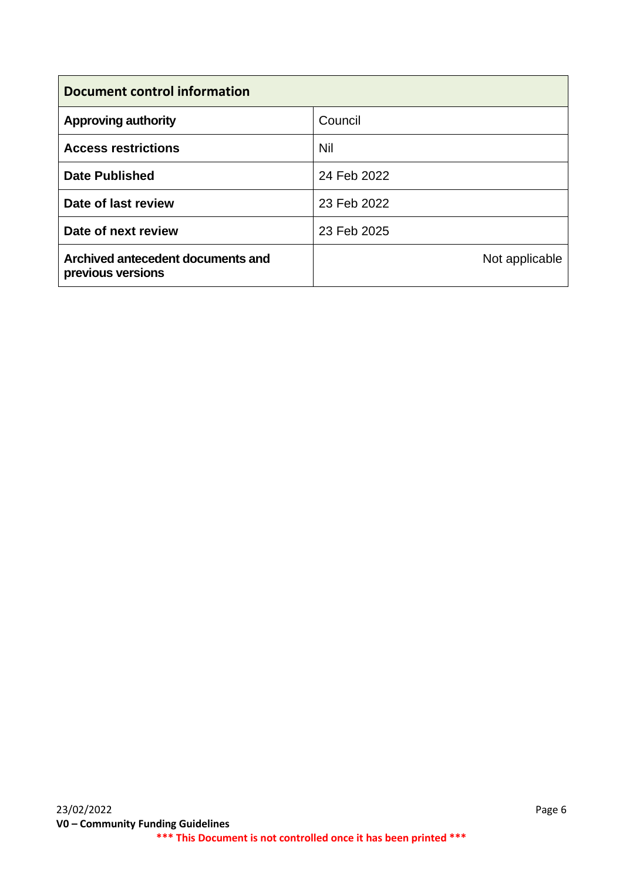| Document control information | |
|---|---|
| **Approving authority** | Council |
| **Access restrictions** | Nil |
| **Date Published** | 24 Feb 2022 |
| **Date of last review** | 23 Feb 2022 |
| **Date of next review** | 23 Feb 2025 |
| **Archived antecedent documents and previous versions** | Not applicable |